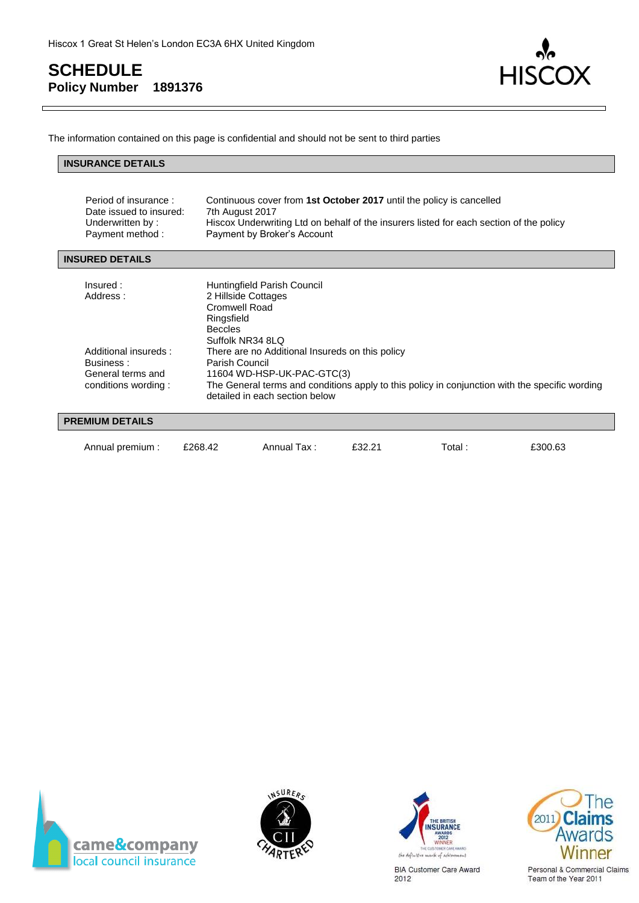Hiscox 1 Great St Helen's London EC3A 6HX United Kingdom

# SCHEDULE

**Policy Number 1891376**

HISCOX

The information contained on this page is confidential and should not be sent to third parties

## INSURANCE DETAILS

| | |
|---|---|
| Period of insurance : | Continuous cover from **1st October 2017** until the policy is cancelled |
| Date issued to insured: | 7th August 2017 |
| Underwritten by : | Hiscox Underwriting Ltd on behalf of the insurers listed for each section of the policy |
| Payment method : | Payment by Broker's Account |

## INSURED DETAILS

| | |
|---|---|
| Insured : | Huntingfield Parish Council |
| Address : | 2 Hillside Cottages<br>Cromwell Road<br>Ringsfield<br>Beccles<br>Suffolk NR34 8LQ |
| Additional insureds : | There are no Additional Insureds on this policy |
| Business : | Parish Council |
| General terms and conditions wording : | 11604 WD-HSP-UK-PAC-GTC(3)<br>The General terms and conditions apply to this policy in conjunction with the specific wording detailed in each section below |

## PREMIUM DETAILS

| Annual premium : | £268.42 | Annual Tax : | £32.21 | Total : | £300.63 |
|---|---|---|---|---|---|

came&company local council insurance

INSURERS CII CHARTERED

THE BRITISH INSURANCE AWARDS 2012 WINNER THE CUSTOMER CARE AWARD the definitive mark of achievement

BIA Customer Care Award 2012

The 2011 Claims Awards Winner

Personal & Commercial Claims Team of the Year 2011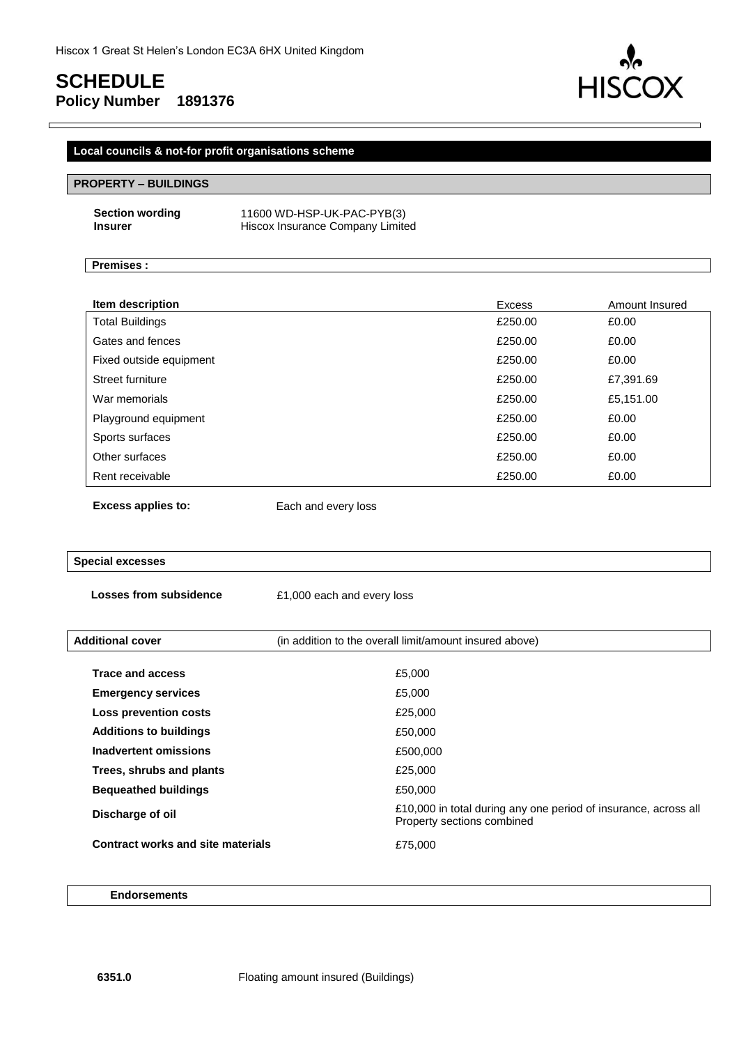Hiscox 1 Great St Helen's London EC3A 6HX United Kingdom

# SCHEDULE

**Policy Number 1891376**

## Local councils & not-for profit organisations scheme

### PROPERTY – BUILDINGS

**Section wording** 11600 WD-HSP-UK-PAC-PYB(3)
**Insurer** Hiscox Insurance Company Limited

**Premises :**

| Item description | Excess | Amount Insured |
|---|---|---|
| Total Buildings | £250.00 | £0.00 |
| Gates and fences | £250.00 | £0.00 |
| Fixed outside equipment | £250.00 | £0.00 |
| Street furniture | £250.00 | £7,391.69 |
| War memorials | £250.00 | £5,151.00 |
| Playground equipment | £250.00 | £0.00 |
| Sports surfaces | £250.00 | £0.00 |
| Other surfaces | £250.00 | £0.00 |
| Rent receivable | £250.00 | £0.00 |

**Excess applies to:** Each and every loss

**Special excesses**

**Losses from subsidence** £1,000 each and every loss

**Additional cover** (in addition to the overall limit/amount insured above)

| | |
|---|---|
| **Trace and access** | £5,000 |
| **Emergency services** | £5,000 |
| **Loss prevention costs** | £25,000 |
| **Additions to buildings** | £50,000 |
| **Inadvertent omissions** | £500,000 |
| **Trees, shrubs and plants** | £25,000 |
| **Bequeathed buildings** | £50,000 |
| **Discharge of oil** | £10,000 in total during any one period of insurance, across all Property sections combined |
| **Contract works and site materials** | £75,000 |

**Endorsements**

**6351.0** Floating amount insured (Buildings)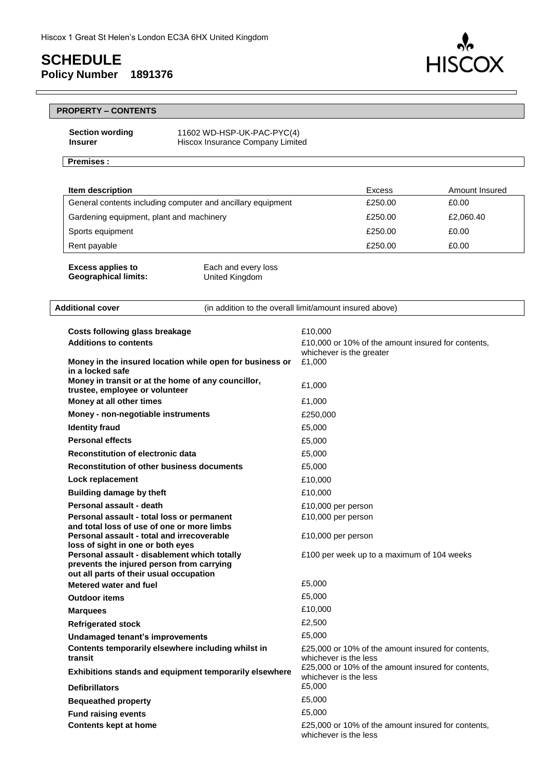Hiscox 1 Great St Helen's London EC3A 6HX United Kingdom

# SCHEDULE

**Policy Number 1891376**

## PROPERTY – CONTENTS

**Section wording** 11602 WD-HSP-UK-PAC-PYC(4)
**Insurer** Hiscox Insurance Company Limited

**Premises :**

| Item description | Excess | Amount Insured |
|---|---|---|
| General contents including computer and ancillary equipment | £250.00 | £0.00 |
| Gardening equipment, plant and machinery | £250.00 | £2,060.40 |
| Sports equipment | £250.00 | £0.00 |
| Rent payable | £250.00 | £0.00 |

**Excess applies to** Each and every loss
**Geographical limits:** United Kingdom

**Additional cover** (in addition to the overall limit/amount insured above)

| | |
|---|---|
| **Costs following glass breakage** | £10,000 |
| **Additions to contents** | £10,000 or 10% of the amount insured for contents, whichever is the greater |
| **Money in the insured location while open for business or in a locked safe** | £1,000 |
| **Money in transit or at the home of any councillor, trustee, employee or volunteer** | £1,000 |
| **Money at all other times** | £1,000 |
| **Money - non-negotiable instruments** | £250,000 |
| **Identity fraud** | £5,000 |
| **Personal effects** | £5,000 |
| **Reconstitution of electronic data** | £5,000 |
| **Reconstitution of other business documents** | £5,000 |
| **Lock replacement** | £10,000 |
| **Building damage by theft** | £10,000 |
| **Personal assault - death** | £10,000 per person |
| **Personal assault - total loss or permanent and total loss of use of one or more limbs** | £10,000 per person |
| **Personal assault - total and irrecoverable loss of sight in one or both eyes** | £10,000 per person |
| **Personal assault - disablement which totally prevents the injured person from carrying out all parts of their usual occupation** | £100 per week up to a maximum of 104 weeks |
| **Metered water and fuel** | £5,000 |
| **Outdoor items** | £5,000 |
| **Marquees** | £10,000 |
| **Refrigerated stock** | £2,500 |
| **Undamaged tenant's improvements** | £5,000 |
| **Contents temporarily elsewhere including whilst in transit** | £25,000 or 10% of the amount insured for contents, whichever is the less |
| **Exhibitions stands and equipment temporarily elsewhere** | £25,000 or 10% of the amount insured for contents, whichever is the less |
| **Defibrillators** | £5,000 |
| **Bequeathed property** | £5,000 |
| **Fund raising events** | £5,000 |
| **Contents kept at home** | £25,000 or 10% of the amount insured for contents, whichever is the less |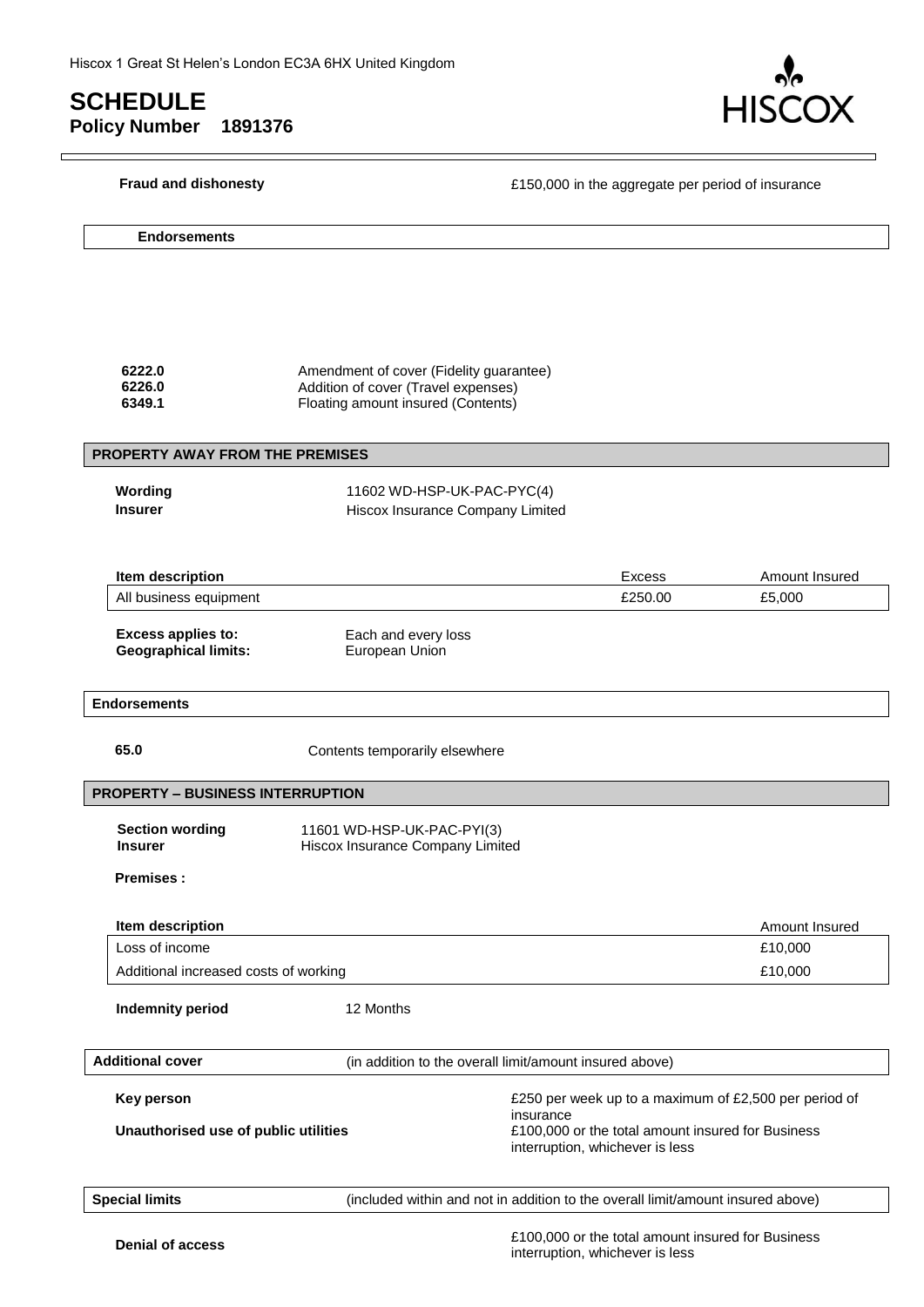Hiscox 1 Great St Helen's London EC3A 6HX United Kingdom

# SCHEDULE

**Policy Number 1891376**

| | |
|---|---|
| **Fraud and dishonesty** | £150,000 in the aggregate per period of insurance |

**Endorsements**

| | |
|---|---|
| **6222.0** | Amendment of cover (Fidelity guarantee) |
| **6226.0** | Addition of cover (Travel expenses) |
| **6349.1** | Floating amount insured (Contents) |

## PROPERTY AWAY FROM THE PREMISES

| | |
|---|---|
| **Wording** | 11602 WD-HSP-UK-PAC-PYC(4) |
| **Insurer** | Hiscox Insurance Company Limited |

| Item description | Excess | Amount Insured |
|---|---|---|
| All business equipment | £250.00 | £5,000 |

| | |
|---|---|
| **Excess applies to:** | Each and every loss |
| **Geographical limits:** | European Union |

**Endorsements**

| | |
|---|---|
| **65.0** | Contents temporarily elsewhere |

## PROPERTY – BUSINESS INTERRUPTION

| | |
|---|---|
| **Section wording** | 11601 WD-HSP-UK-PAC-PYI(3) |
| **Insurer** | Hiscox Insurance Company Limited |

**Premises :**

| Item description | Amount Insured |
|---|---|
| Loss of income | £10,000 |
| Additional increased costs of working | £10,000 |

**Indemnity period** 12 Months

**Additional cover** (in addition to the overall limit/amount insured above)

| | |
|---|---|
| **Key person** | £250 per week up to a maximum of £2,500 per period of insurance |
| **Unauthorised use of public utilities** | £100,000 or the total amount insured for Business interruption, whichever is less |

**Special limits** (included within and not in addition to the overall limit/amount insured above)

| | |
|---|---|
| **Denial of access** | £100,000 or the total amount insured for Business interruption, whichever is less |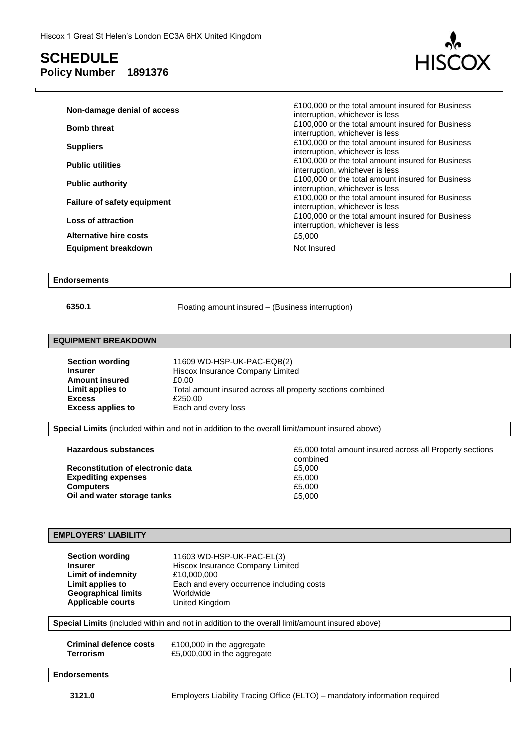| | |
|---|---|
| **Non-damage denial of access** | £100,000 or the total amount insured for Business interruption, whichever is less |
| **Bomb threat** | £100,000 or the total amount insured for Business interruption, whichever is less |
| **Suppliers** | £100,000 or the total amount insured for Business interruption, whichever is less |
| **Public utilities** | £100,000 or the total amount insured for Business interruption, whichever is less |
| **Public authority** | £100,000 or the total amount insured for Business interruption, whichever is less |
| **Failure of safety equipment** | £100,000 or the total amount insured for Business interruption, whichever is less |
| **Loss of attraction** | £100,000 or the total amount insured for Business interruption, whichever is less |
| **Alternative hire costs** | £5,000 |
| **Equipment breakdown** | Not Insured |

**Endorsements**

| | |
|---|---|
| **6350.1** | Floating amount insured – (Business interruption) |

## EQUIPMENT BREAKDOWN

| | |
|---|---|
| **Section wording** | 11609 WD-HSP-UK-PAC-EQB(2) |
| **Insurer** | Hiscox Insurance Company Limited |
| **Amount insured** | £0.00 |
| **Limit applies to** | Total amount insured across all property sections combined |
| **Excess** | £250.00 |
| **Excess applies to** | Each and every loss |

**Special Limits** (included within and not in addition to the overall limit/amount insured above)

| | |
|---|---|
| **Hazardous substances** | £5,000 total amount insured across all Property sections combined |
| **Reconstitution of electronic data** | £5,000 |
| **Expediting expenses** | £5,000 |
| **Computers** | £5,000 |
| **Oil and water storage tanks** | £5,000 |

## EMPLOYERS' LIABILITY

| | |
|---|---|
| **Section wording** | 11603 WD-HSP-UK-PAC-EL(3) |
| **Insurer** | Hiscox Insurance Company Limited |
| **Limit of indemnity** | £10,000,000 |
| **Limit applies to** | Each and every occurrence including costs |
| **Geographical limits** | Worldwide |
| **Applicable courts** | United Kingdom |

**Special Limits** (included within and not in addition to the overall limit/amount insured above)

| | |
|---|---|
| **Criminal defence costs** | £100,000 in the aggregate |
| **Terrorism** | £5,000,000 in the aggregate |

**Endorsements**

| | |
|---|---|
| **3121.0** | Employers Liability Tracing Office (ELTO) – mandatory information required |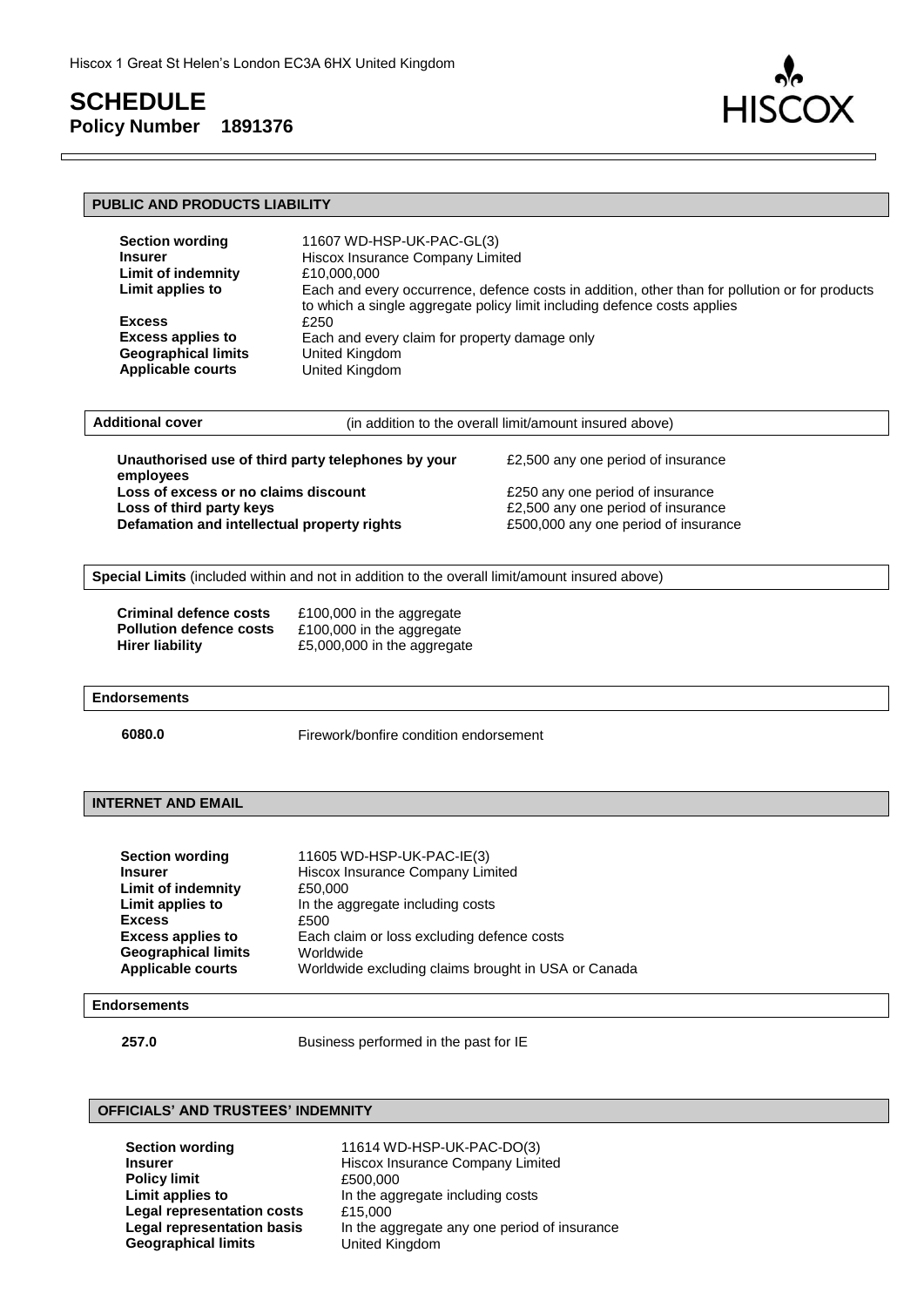Hiscox 1 Great St Helen's London EC3A 6HX United Kingdom

# SCHEDULE

**Policy Number 1891376**

## PUBLIC AND PRODUCTS LIABILITY

| | |
|---|---|
| **Section wording** | 11607 WD-HSP-UK-PAC-GL(3) |
| **Insurer** | Hiscox Insurance Company Limited |
| **Limit of indemnity** | £10,000,000 |
| **Limit applies to** | Each and every occurrence, defence costs in addition, other than for pollution or for products to which a single aggregate policy limit including defence costs applies |
| **Excess** | £250 |
| **Excess applies to** | Each and every claim for property damage only |
| **Geographical limits** | United Kingdom |
| **Applicable courts** | United Kingdom |

**Additional cover** (in addition to the overall limit/amount insured above)

| | |
|---|---|
| **Unauthorised use of third party telephones by your employees** | £2,500 any one period of insurance |
| **Loss of excess or no claims discount** | £250 any one period of insurance |
| **Loss of third party keys** | £2,500 any one period of insurance |
| **Defamation and intellectual property rights** | £500,000 any one period of insurance |

**Special Limits** (included within and not in addition to the overall limit/amount insured above)

| | |
|---|---|
| **Criminal defence costs** | £100,000 in the aggregate |
| **Pollution defence costs** | £100,000 in the aggregate |
| **Hirer liability** | £5,000,000 in the aggregate |

**Endorsements**

| | |
|---|---|
| **6080.0** | Firework/bonfire condition endorsement |

## INTERNET AND EMAIL

| | |
|---|---|
| **Section wording** | 11605 WD-HSP-UK-PAC-IE(3) |
| **Insurer** | Hiscox Insurance Company Limited |
| **Limit of indemnity** | £50,000 |
| **Limit applies to** | In the aggregate including costs |
| **Excess** | £500 |
| **Excess applies to** | Each claim or loss excluding defence costs |
| **Geographical limits** | Worldwide |
| **Applicable courts** | Worldwide excluding claims brought in USA or Canada |

**Endorsements**

| | |
|---|---|
| **257.0** | Business performed in the past for IE |

## OFFICIALS' AND TRUSTEES' INDEMNITY

| | |
|---|---|
| **Section wording** | 11614 WD-HSP-UK-PAC-DO(3) |
| **Insurer** | Hiscox Insurance Company Limited |
| **Policy limit** | £500,000 |
| **Limit applies to** | In the aggregate including costs |
| **Legal representation costs** | £15,000 |
| **Legal representation basis** | In the aggregate any one period of insurance |
| **Geographical limits** | United Kingdom |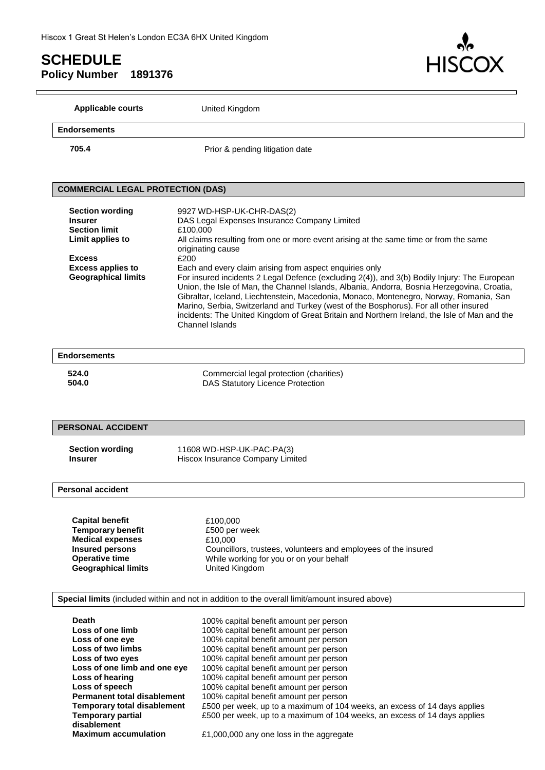Hiscox 1 Great St Helen's London EC3A 6HX United Kingdom

# SCHEDULE

**Policy Number 1891376**

| | |
|---|---|
| **Applicable courts** | United Kingdom |

## Endorsements

| | |
|---|---|
| **705.4** | Prior & pending litigation date |

## COMMERCIAL LEGAL PROTECTION (DAS)

| | |
|---|---|
| **Section wording** | 9927 WD-HSP-UK-CHR-DAS(2) |
| **Insurer** | DAS Legal Expenses Insurance Company Limited |
| **Section limit** | £100,000 |
| **Limit applies to** | All claims resulting from one or more event arising at the same time or from the same originating cause |
| **Excess** | £200 |
| **Excess applies to** | Each and every claim arising from aspect enquiries only |
| **Geographical limits** | For insured incidents 2 Legal Defence (excluding 2(4)), and 3(b) Bodily Injury: The European Union, the Isle of Man, the Channel Islands, Albania, Andorra, Bosnia Herzegovina, Croatia, Gibraltar, Iceland, Liechtenstein, Macedonia, Monaco, Montenegro, Norway, Romania, San Marino, Serbia, Switzerland and Turkey (west of the Bosphorus). For all other insured incidents: The United Kingdom of Great Britain and Northern Ireland, the Isle of Man and the Channel Islands |

## Endorsements

| | |
|---|---|
| **524.0** | Commercial legal protection (charities) |
| **504.0** | DAS Statutory Licence Protection |

## PERSONAL ACCIDENT

| | |
|---|---|
| **Section wording** | 11608 WD-HSP-UK-PAC-PA(3) |
| **Insurer** | Hiscox Insurance Company Limited |

## Personal accident

| | |
|---|---|
| **Capital benefit** | £100,000 |
| **Temporary benefit** | £500 per week |
| **Medical expenses** | £10,000 |
| **Insured persons** | Councillors, trustees, volunteers and employees of the insured |
| **Operative time** | While working for you or on your behalf |
| **Geographical limits** | United Kingdom |

## Special limits (included within and not in addition to the overall limit/amount insured above)

| | |
|---|---|
| **Death** | 100% capital benefit amount per person |
| **Loss of one limb** | 100% capital benefit amount per person |
| **Loss of one eye** | 100% capital benefit amount per person |
| **Loss of two limbs** | 100% capital benefit amount per person |
| **Loss of two eyes** | 100% capital benefit amount per person |
| **Loss of one limb and one eye** | 100% capital benefit amount per person |
| **Loss of hearing** | 100% capital benefit amount per person |
| **Loss of speech** | 100% capital benefit amount per person |
| **Permanent total disablement** | 100% capital benefit amount per person |
| **Temporary total disablement** | £500 per week, up to a maximum of 104 weeks, an excess of 14 days applies |
| **Temporary partial disablement** | £500 per week, up to a maximum of 104 weeks, an excess of 14 days applies |
| **Maximum accumulation** | £1,000,000 any one loss in the aggregate |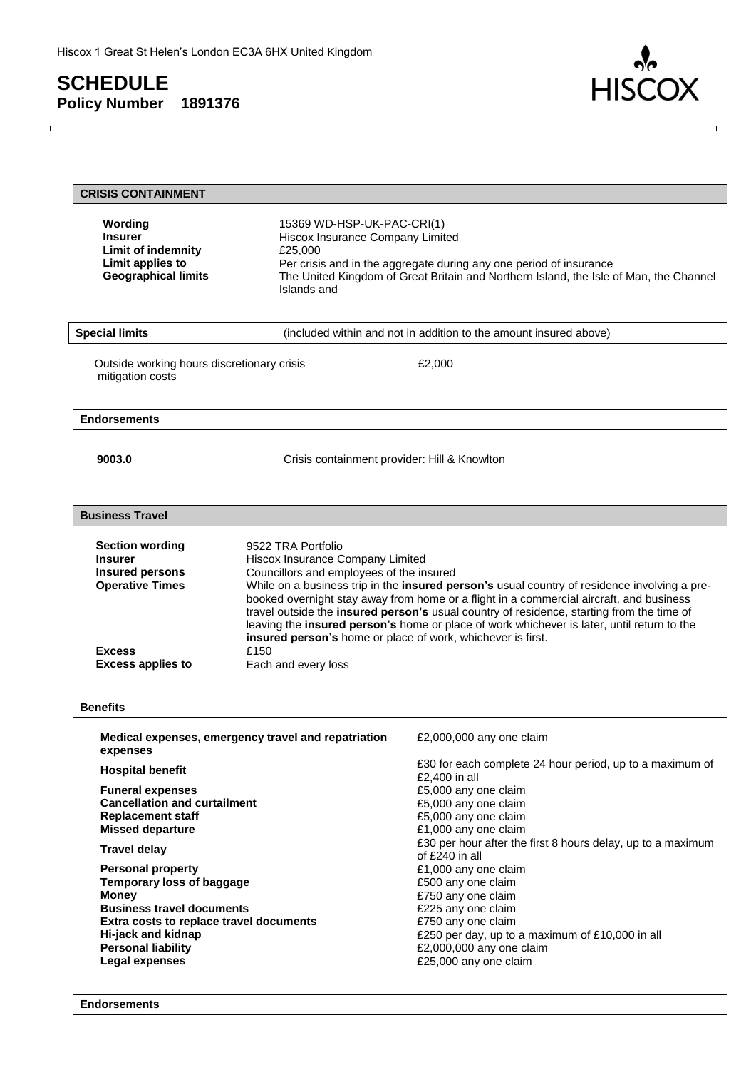# SCHEDULE

**Policy Number 1891376**

## CRISIS CONTAINMENT

| | |
|---|---|
| **Wording** | 15369 WD-HSP-UK-PAC-CRI(1) |
| **Insurer** | Hiscox Insurance Company Limited |
| **Limit of indemnity** | £25,000 |
| **Limit applies to** | Per crisis and in the aggregate during any one period of insurance |
| **Geographical limits** | The United Kingdom of Great Britain and Northern Island, the Isle of Man, the Channel Islands and |

| **Special limits** | (included within and not in addition to the amount insured above) |
|---|---|
| Outside working hours discretionary crisis mitigation costs | £2,000 |

## Endorsements

| | |
|---|---|
| **9003.0** | Crisis containment provider: Hill & Knowlton |

## Business Travel

| | |
|---|---|
| **Section wording** | 9522 TRA Portfolio |
| **Insurer** | Hiscox Insurance Company Limited |
| **Insured persons** | Councillors and employees of the insured |
| **Operative Times** | While on a business trip in the **insured person's** usual country of residence involving a pre-booked overnight stay away from home or a flight in a commercial aircraft, and business travel outside the **insured person's** usual country of residence, starting from the time of leaving the **insured person's** home or place of work whichever is later, until return to the **insured person's** home or place of work, whichever is first. |
| **Excess** | £150 |
| **Excess applies to** | Each and every loss |

## Benefits

| | |
|---|---|
| **Medical expenses, emergency travel and repatriation expenses** | £2,000,000 any one claim |
| **Hospital benefit** | £30 for each complete 24 hour period, up to a maximum of £2,400 in all |
| **Funeral expenses** | £5,000 any one claim |
| **Cancellation and curtailment** | £5,000 any one claim |
| **Replacement staff** | £5,000 any one claim |
| **Missed departure** | £1,000 any one claim |
| **Travel delay** | £30 per hour after the first 8 hours delay, up to a maximum of £240 in all |
| **Personal property** | £1,000 any one claim |
| **Temporary loss of baggage** | £500 any one claim |
| **Money** | £750 any one claim |
| **Business travel documents** | £225 any one claim |
| **Extra costs to replace travel documents** | £750 any one claim |
| **Hi-jack and kidnap** | £250 per day, up to a maximum of £10,000 in all |
| **Personal liability** | £2,000,000 any one claim |
| **Legal expenses** | £25,000 any one claim |

## Endorsements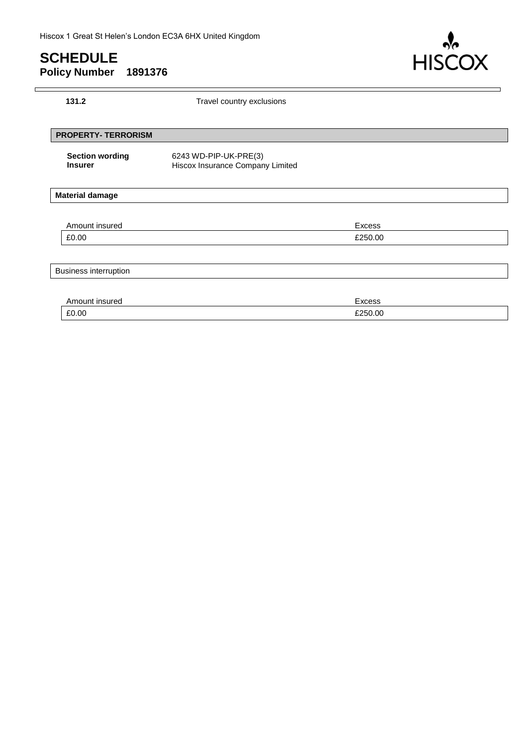**131.2** Travel country exclusions

## PROPERTY- TERRORISM

**Section wording** 6243 WD-PIP-UK-PRE(3)
**Insurer** Hiscox Insurance Company Limited

### Material damage

| Amount insured | Excess |
| --- | --- |
| £0.00 | £250.00 |

### Business interruption

| Amount insured | Excess |
| --- | --- |
| £0.00 | £250.00 |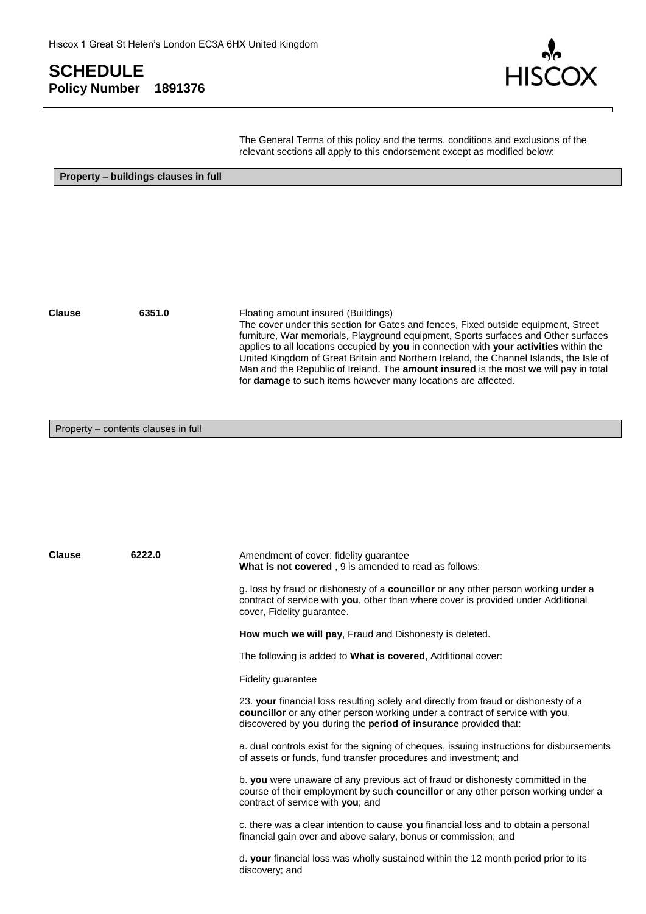Hiscox 1 Great St Helen's London EC3A 6HX United Kingdom

# SCHEDULE
**Policy Number 1891376**

The General Terms of this policy and the terms, conditions and exclusions of the relevant sections all apply to this endorsement except as modified below:

## Property – buildings clauses in full

**Clause 6351.0**

Floating amount insured (Buildings)
The cover under this section for Gates and fences, Fixed outside equipment, Street furniture, War memorials, Playground equipment, Sports surfaces and Other surfaces applies to all locations occupied by **you** in connection with **your activities** within the United Kingdom of Great Britain and Northern Ireland, the Channel Islands, the Isle of Man and the Republic of Ireland. The **amount insured** is the most **we** will pay in total for **damage** to such items however many locations are affected.

## Property – contents clauses in full

**Clause 6222.0**

Amendment of cover: fidelity guarantee
**What is not covered** , 9 is amended to read as follows:

g. loss by fraud or dishonesty of a **councillor** or any other person working under a contract of service with **you**, other than where cover is provided under Additional cover, Fidelity guarantee.

**How much we will pay**, Fraud and Dishonesty is deleted.

The following is added to **What is covered**, Additional cover:

Fidelity guarantee

23. **your** financial loss resulting solely and directly from fraud or dishonesty of a **councillor** or any other person working under a contract of service with **you**, discovered by **you** during the **period of insurance** provided that:

a. dual controls exist for the signing of cheques, issuing instructions for disbursements of assets or funds, fund transfer procedures and investment; and

b. **you** were unaware of any previous act of fraud or dishonesty committed in the course of their employment by such **councillor** or any other person working under a contract of service with **you**; and

c. there was a clear intention to cause **you** financial loss and to obtain a personal financial gain over and above salary, bonus or commission; and

d. **your** financial loss was wholly sustained within the 12 month period prior to its discovery; and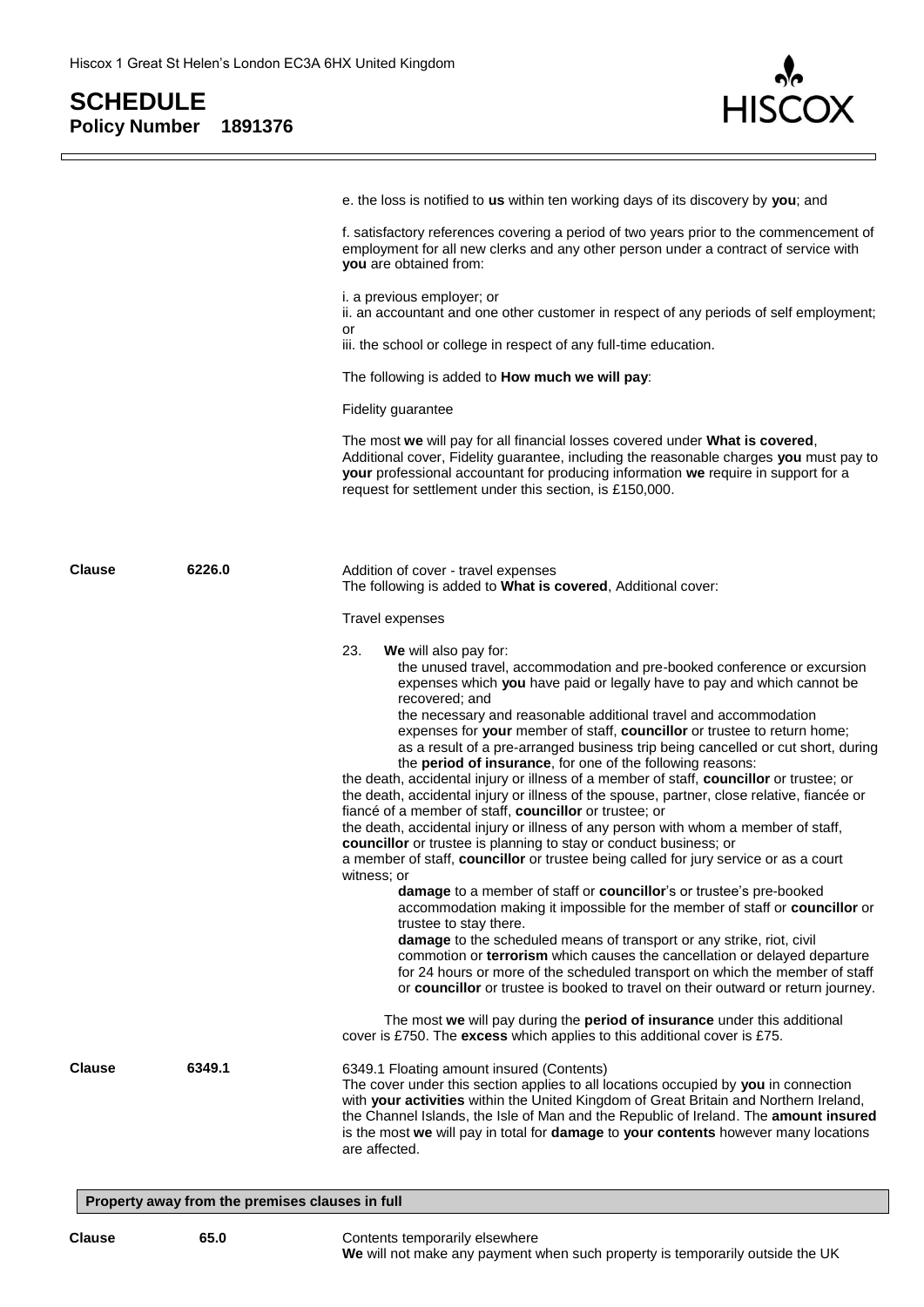e. the loss is notified to **us** within ten working days of its discovery by **you**; and

f. satisfactory references covering a period of two years prior to the commencement of employment for all new clerks and any other person under a contract of service with **you** are obtained from:

i. a previous employer; or
ii. an accountant and one other customer in respect of any periods of self employment; or
iii. the school or college in respect of any full-time education.

The following is added to **How much we will pay**:

Fidelity guarantee

The most **we** will pay for all financial losses covered under **What is covered**, Additional cover, Fidelity guarantee, including the reasonable charges **you** must pay to **your** professional accountant for producing information **we** require in support for a request for settlement under this section, is £150,000.

**Clause 6226.0**

Addition of cover - travel expenses
The following is added to **What is covered**, Additional cover:

Travel expenses

23. **We** will also pay for:
the unused travel, accommodation and pre-booked conference or excursion expenses which **you** have paid or legally have to pay and which cannot be recovered; and
the necessary and reasonable additional travel and accommodation expenses for **your** member of staff, **councillor** or trustee to return home;
as a result of a pre-arranged business trip being cancelled or cut short, during the **period of insurance**, for one of the following reasons:
the death, accidental injury or illness of a member of staff, **councillor** or trustee; or
the death, accidental injury or illness of the spouse, partner, close relative, fiancée or fiancé of a member of staff, **councillor** or trustee; or
the death, accidental injury or illness of any person with whom a member of staff, **councillor** or trustee is planning to stay or conduct business; or
a member of staff, **councillor** or trustee being called for jury service or as a court witness; or
**damage** to a member of staff or **councillor**'s or trustee's pre-booked accommodation making it impossible for the member of staff or **councillor** or trustee to stay there.
**damage** to the scheduled means of transport or any strike, riot, civil commotion or **terrorism** which causes the cancellation or delayed departure for 24 hours or more of the scheduled transport on which the member of staff or **councillor** or trustee is booked to travel on their outward or return journey.

The most **we** will pay during the **period of insurance** under this additional cover is £750. The **excess** which applies to this additional cover is £75.

**Clause 6349.1**

6349.1 Floating amount insured (Contents)
The cover under this section applies to all locations occupied by **you** in connection with **your activities** within the United Kingdom of Great Britain and Northern Ireland, the Channel Islands, the Isle of Man and the Republic of Ireland. The **amount insured** is the most **we** will pay in total for **damage** to **your contents** however many locations are affected.

## Property away from the premises clauses in full

**Clause 65.0**

Contents temporarily elsewhere
**We** will not make any payment when such property is temporarily outside the UK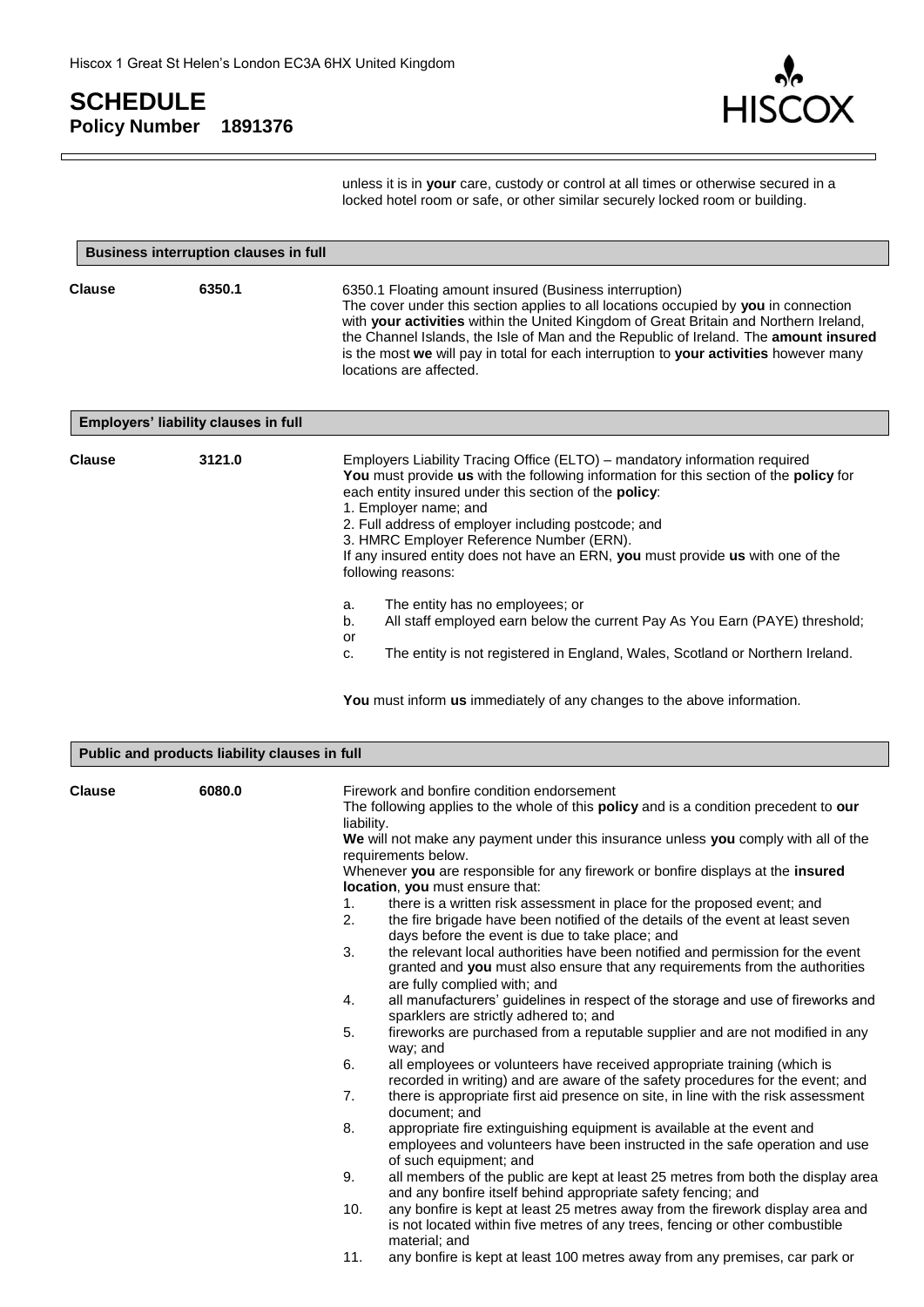unless it is in **your** care, custody or control at all times or otherwise secured in a locked hotel room or safe, or other similar securely locked room or building.

## Business interruption clauses in full

**Clause** 6350.1

6350.1 Floating amount insured (Business interruption)
The cover under this section applies to all locations occupied by **you** in connection with **your activities** within the United Kingdom of Great Britain and Northern Ireland, the Channel Islands, the Isle of Man and the Republic of Ireland. The **amount insured** is the most **we** will pay in total for each interruption to **your activities** however many locations are affected.

## Employers' liability clauses in full

**Clause** 3121.0

Employers Liability Tracing Office (ELTO) – mandatory information required
**You** must provide **us** with the following information for this section of the **policy** for each entity insured under this section of the **policy**:
1. Employer name; and
2. Full address of employer including postcode; and
3. HMRC Employer Reference Number (ERN).

If any insured entity does not have an ERN, **you** must provide **us** with one of the following reasons:

a. The entity has no employees; or
b. All staff employed earn below the current Pay As You Earn (PAYE) threshold; or
c. The entity is not registered in England, Wales, Scotland or Northern Ireland.

**You** must inform **us** immediately of any changes to the above information.

## Public and products liability clauses in full

**Clause** 6080.0

Firework and bonfire condition endorsement
The following applies to the whole of this **policy** and is a condition precedent to **our** liability.
**We** will not make any payment under this insurance unless **you** comply with all of the requirements below.
Whenever **you** are responsible for any firework or bonfire displays at the **insured location**, **you** must ensure that:

1. there is a written risk assessment in place for the proposed event; and
2. the fire brigade have been notified of the details of the event at least seven days before the event is due to take place; and
3. the relevant local authorities have been notified and permission for the event granted and **you** must also ensure that any requirements from the authorities are fully complied with; and
4. all manufacturers' guidelines in respect of the storage and use of fireworks and sparklers are strictly adhered to; and
5. fireworks are purchased from a reputable supplier and are not modified in any way; and
6. all employees or volunteers have received appropriate training (which is recorded in writing) and are aware of the safety procedures for the event; and
7. there is appropriate first aid presence on site, in line with the risk assessment document; and
8. appropriate fire extinguishing equipment is available at the event and employees and volunteers have been instructed in the safe operation and use of such equipment; and
9. all members of the public are kept at least 25 metres from both the display area and any bonfire itself behind appropriate safety fencing; and
10. any bonfire is kept at least 25 metres away from the firework display area and is not located within five metres of any trees, fencing or other combustible material; and
11. any bonfire is kept at least 100 metres away from any premises, car park or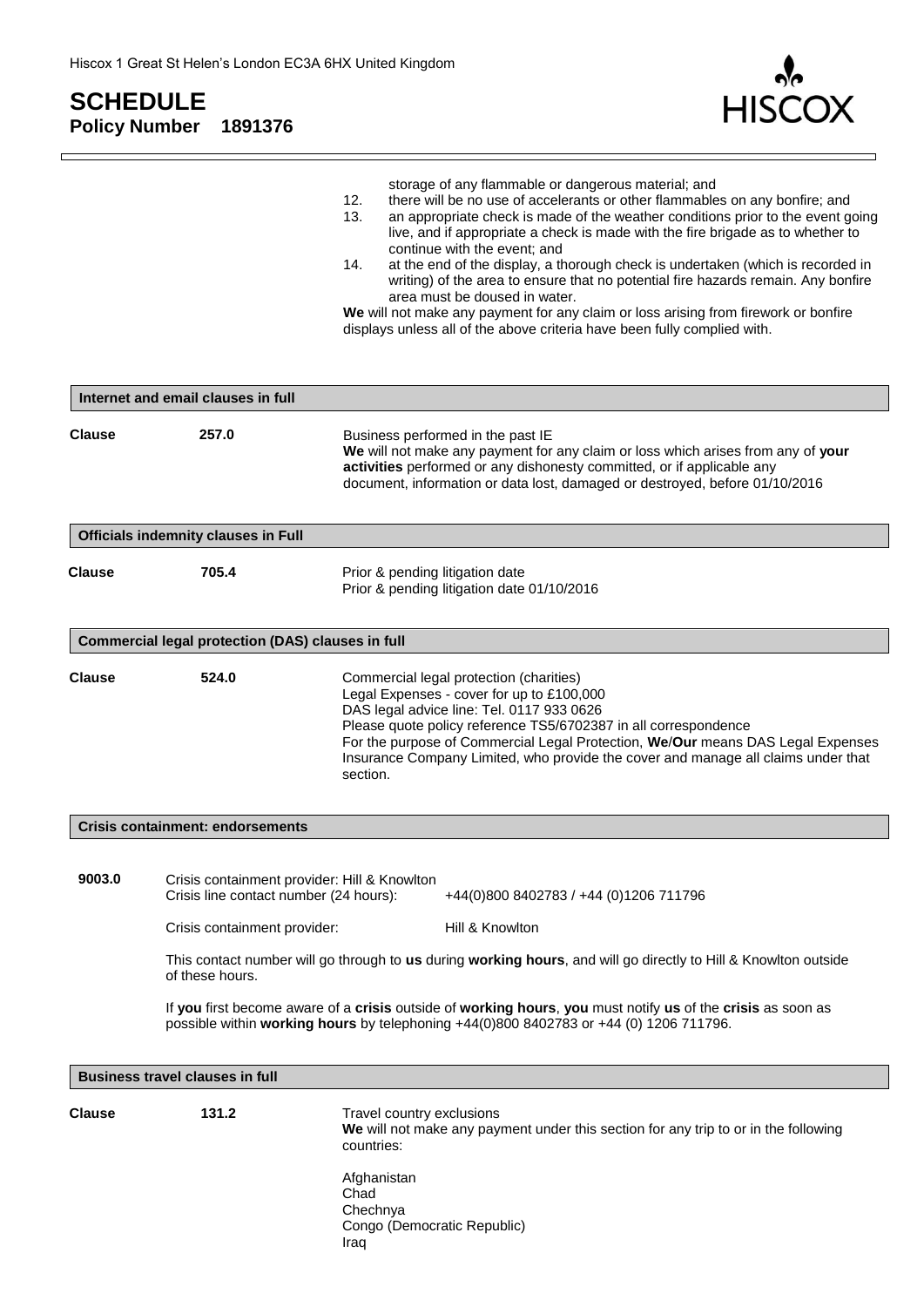storage of any flammable or dangerous material; and

12. there will be no use of accelerants or other flammables on any bonfire; and
13. an appropriate check is made of the weather conditions prior to the event going live, and if appropriate a check is made with the fire brigade as to whether to continue with the event; and
14. at the end of the display, a thorough check is undertaken (which is recorded in writing) of the area to ensure that no potential fire hazards remain. Any bonfire area must be doused in water.

**We** will not make any payment for any claim or loss arising from firework or bonfire displays unless all of the above criteria have been fully complied with.

## Internet and email clauses in full

**Clause** 257.0

Business performed in the past IE

**We** will not make any payment for any claim or loss which arises from any of **your activities** performed or any dishonesty committed, or if applicable any document, information or data lost, damaged or destroyed, before 01/10/2016

## Officials indemnity clauses in Full

**Clause** 705.4

Prior & pending litigation date

Prior & pending litigation date 01/10/2016

## Commercial legal protection (DAS) clauses in full

**Clause** 524.0

Commercial legal protection (charities)

Legal Expenses - cover for up to £100,000

DAS legal advice line: Tel. 0117 933 0626

Please quote policy reference TS5/6702387 in all correspondence

For the purpose of Commercial Legal Protection, **We**/**Our** means DAS Legal Expenses Insurance Company Limited, who provide the cover and manage all claims under that section.

## Crisis containment: endorsements

**9003.0** Crisis containment provider: Hill & Knowlton

Crisis line contact number (24 hours): +44(0)800 8402783 / +44 (0)1206 711796

Crisis containment provider: Hill & Knowlton

This contact number will go through to **us** during **working hours**, and will go directly to Hill & Knowlton outside of these hours.

If **you** first become aware of a **crisis** outside of **working hours**, **you** must notify **us** of the **crisis** as soon as possible within **working hours** by telephoning +44(0)800 8402783 or +44 (0) 1206 711796.

## Business travel clauses in full

**Clause** 131.2

Travel country exclusions

**We** will not make any payment under this section for any trip to or in the following countries:

Afghanistan
Chad
Chechnya
Congo (Democratic Republic)
Iraq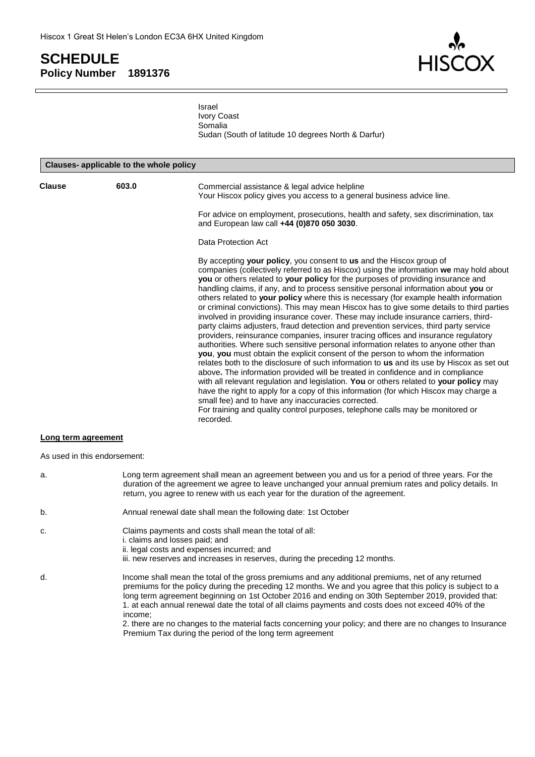Hiscox 1 Great St Helen's London EC3A 6HX United Kingdom

# SCHEDULE

**Policy Number 1891376**

Israel
Ivory Coast
Somalia
Sudan (South of latitude 10 degrees North & Darfur)

## Clauses- applicable to the whole policy

**Clause** **603.0**

Commercial assistance & legal advice helpline
Your Hiscox policy gives you access to a general business advice line.

For advice on employment, prosecutions, health and safety, sex discrimination, tax and European law call **+44 (0)870 050 3030**.

Data Protection Act

By accepting **your policy**, you consent to **us** and the Hiscox group of companies (collectively referred to as Hiscox) using the information **we** may hold about **you** or others related to **your policy** for the purposes of providing insurance and handling claims, if any, and to process sensitive personal information about **you** or others related to **your policy** where this is necessary (for example health information or criminal convictions). This may mean Hiscox has to give some details to third parties involved in providing insurance cover. These may include insurance carriers, third-party claims adjusters, fraud detection and prevention services, third party service providers, reinsurance companies, insurer tracing offices and insurance regulatory authorities. Where such sensitive personal information relates to anyone other than **you**, **you** must obtain the explicit consent of the person to whom the information relates both to the disclosure of such information to **us** and its use by Hiscox as set out above**.** The information provided will be treated in confidence and in compliance with all relevant regulation and legislation. **You** or others related to **your policy** may have the right to apply for a copy of this information (for which Hiscox may charge a small fee) and to have any inaccuracies corrected.
For training and quality control purposes, telephone calls may be monitored or recorded.

**Long term agreement**

As used in this endorsement:

a. Long term agreement shall mean an agreement between you and us for a period of three years. For the duration of the agreement we agree to leave unchanged your annual premium rates and policy details. In return, you agree to renew with us each year for the duration of the agreement.

b. Annual renewal date shall mean the following date: 1st October

c. Claims payments and costs shall mean the total of all:
i. claims and losses paid; and
ii. legal costs and expenses incurred; and
iii. new reserves and increases in reserves, during the preceding 12 months.

d. Income shall mean the total of the gross premiums and any additional premiums, net of any returned premiums for the policy during the preceding 12 months. We and you agree that this policy is subject to a long term agreement beginning on 1st October 2016 and ending on 30th September 2019, provided that:
1. at each annual renewal date the total of all claims payments and costs does not exceed 40% of the income;
2. there are no changes to the material facts concerning your policy; and there are no changes to Insurance Premium Tax during the period of the long term agreement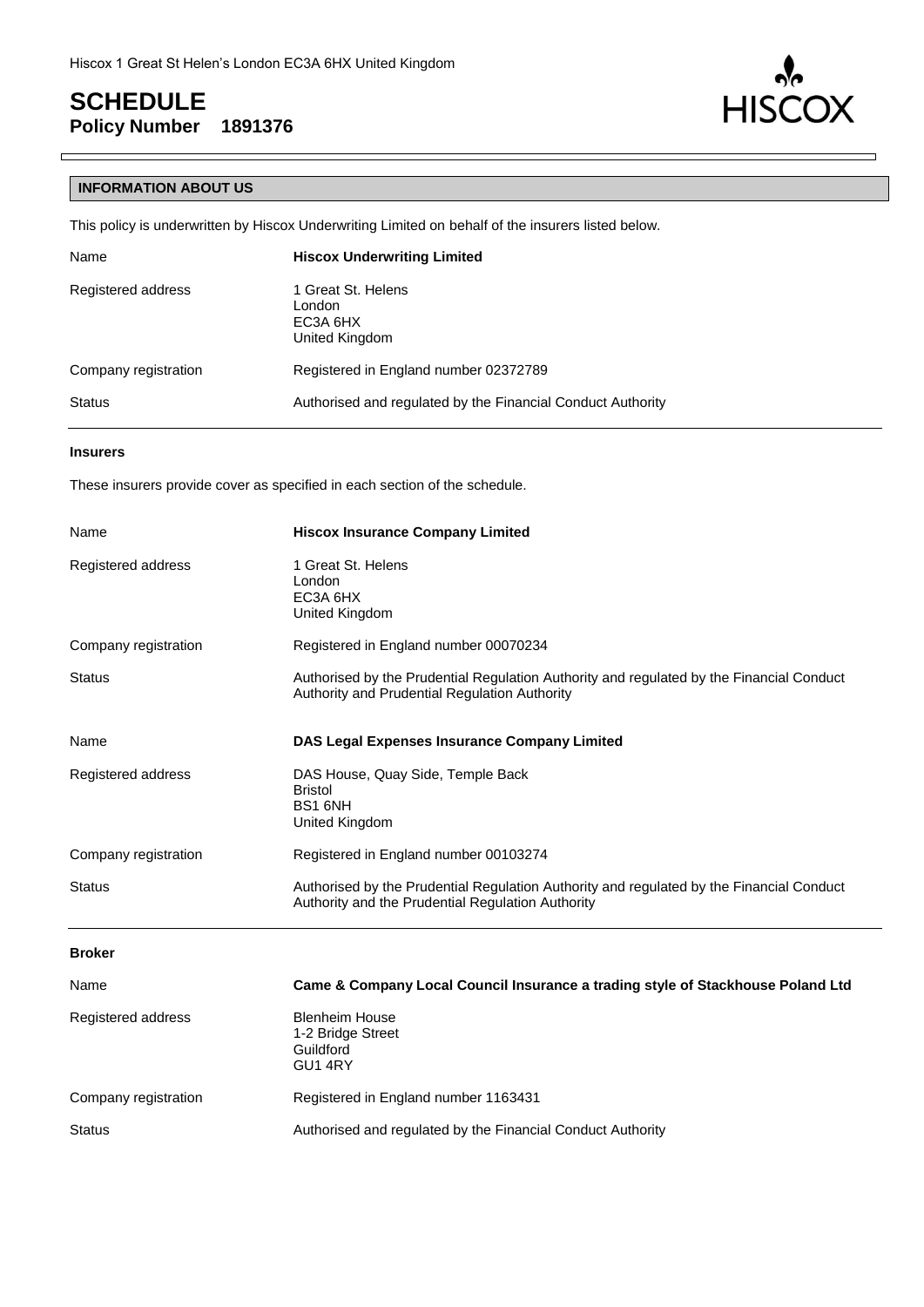Hiscox 1 Great St Helen's London EC3A 6HX United Kingdom

# SCHEDULE

**Policy Number 1891376**

## INFORMATION ABOUT US

This policy is underwritten by Hiscox Underwriting Limited on behalf of the insurers listed below.

| | |
|---|---|
| Name | **Hiscox Underwriting Limited** |
| Registered address | 1 Great St. Helens<br>London<br>EC3A 6HX<br>United Kingdom |
| Company registration | Registered in England number 02372789 |
| Status | Authorised and regulated by the Financial Conduct Authority |

### Insurers

These insurers provide cover as specified in each section of the schedule.

| | |
|---|---|
| Name | **Hiscox Insurance Company Limited** |
| Registered address | 1 Great St. Helens<br>London<br>EC3A 6HX<br>United Kingdom |
| Company registration | Registered in England number 00070234 |
| Status | Authorised by the Prudential Regulation Authority and regulated by the Financial Conduct Authority and Prudential Regulation Authority |
| Name | **DAS Legal Expenses Insurance Company Limited** |
| Registered address | DAS House, Quay Side, Temple Back<br>Bristol<br>BS1 6NH<br>United Kingdom |
| Company registration | Registered in England number 00103274 |
| Status | Authorised by the Prudential Regulation Authority and regulated by the Financial Conduct Authority and the Prudential Regulation Authority |

### Broker

| | |
|---|---|
| Name | **Came & Company Local Council Insurance a trading style of Stackhouse Poland Ltd** |
| Registered address | Blenheim House<br>1-2 Bridge Street<br>Guildford<br>GU1 4RY |
| Company registration | Registered in England number 1163431 |
| Status | Authorised and regulated by the Financial Conduct Authority |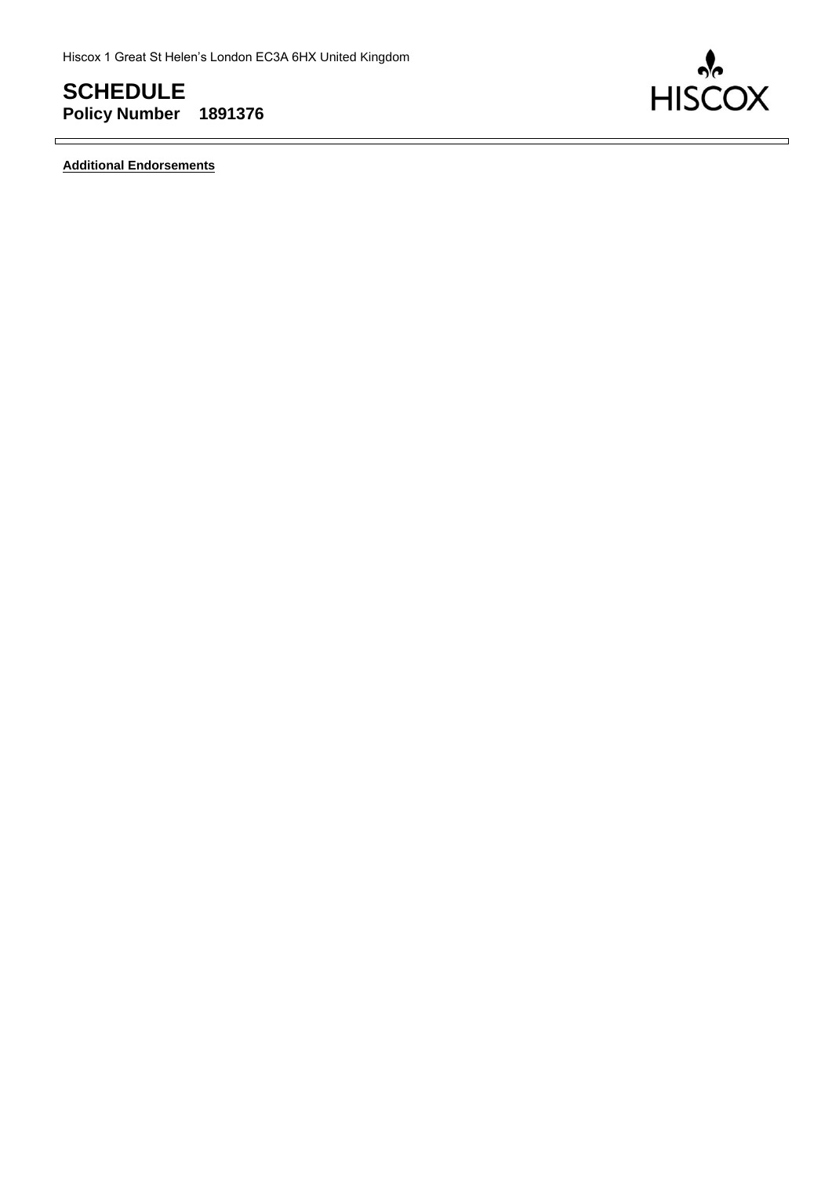Hiscox 1 Great St Helen's London EC3A 6HX United Kingdom

# SCHEDULE
**Policy Number 1891376**

**Additional Endorsements**